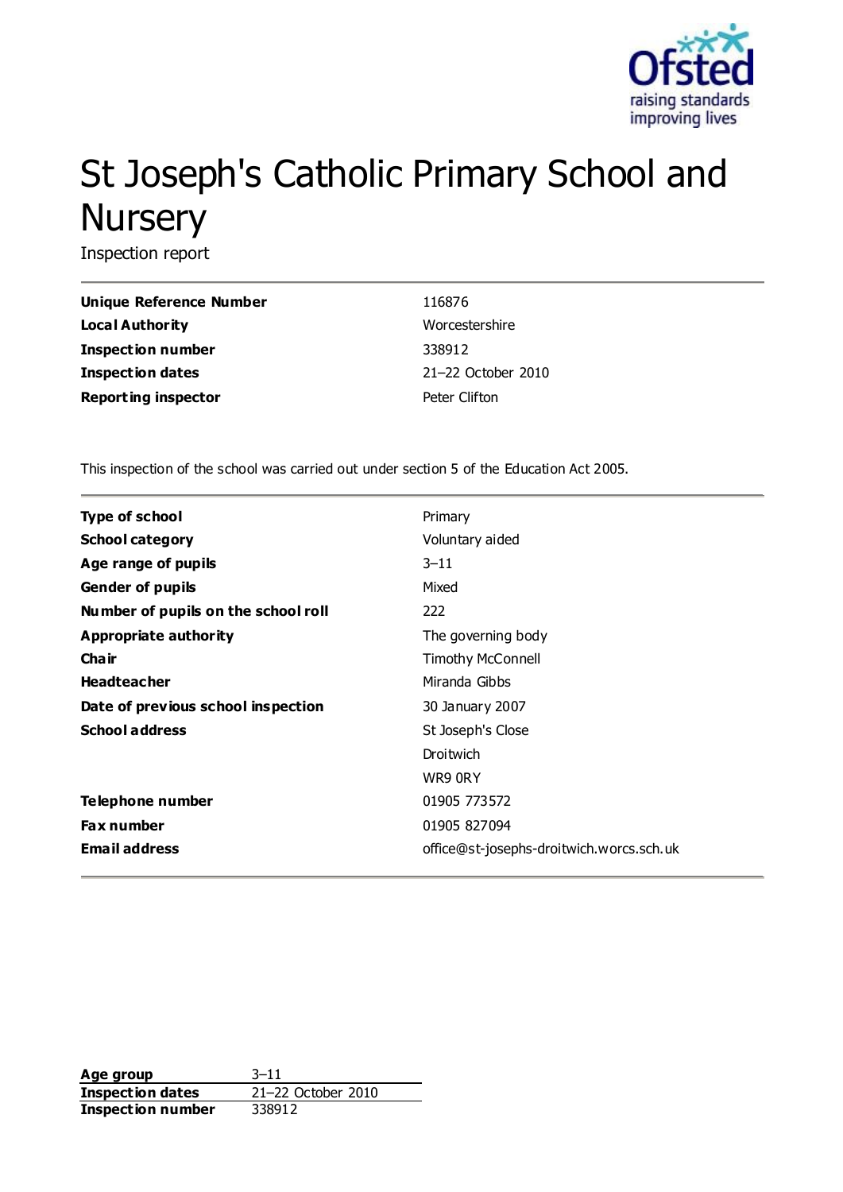# St Joseph's Catholic Primary School and Nursery

Inspection report

| | |
|---|---|
| **Unique Reference Number** | 116876 |
| **Local Authority** | Worcestershire |
| **Inspection number** | 338912 |
| **Inspection dates** | 21–22 October 2010 |
| **Reporting inspector** | Peter Clifton |

This inspection of the school was carried out under section 5 of the Education Act 2005.

| | |
|---|---|
| **Type of school** | Primary |
| **School category** | Voluntary aided |
| **Age range of pupils** | 3–11 |
| **Gender of pupils** | Mixed |
| **Number of pupils on the school roll** | 222 |
| **Appropriate authority** | The governing body |
| **Chair** | Timothy McConnell |
| **Headteacher** | Miranda Gibbs |
| **Date of previous school inspection** | 30 January 2007 |
| **School address** | St Joseph's Close<br>Droitwich<br>WR9 0RY |
| **Telephone number** | 01905 773572 |
| **Fax number** | 01905 827094 |
| **Email address** | office@st-josephs-droitwich.worcs.sch.uk |

| | |
|---|---|
| **Age group** | 3–11 |
| **Inspection dates** | 21–22 October 2010 |
| **Inspection number** | 338912 |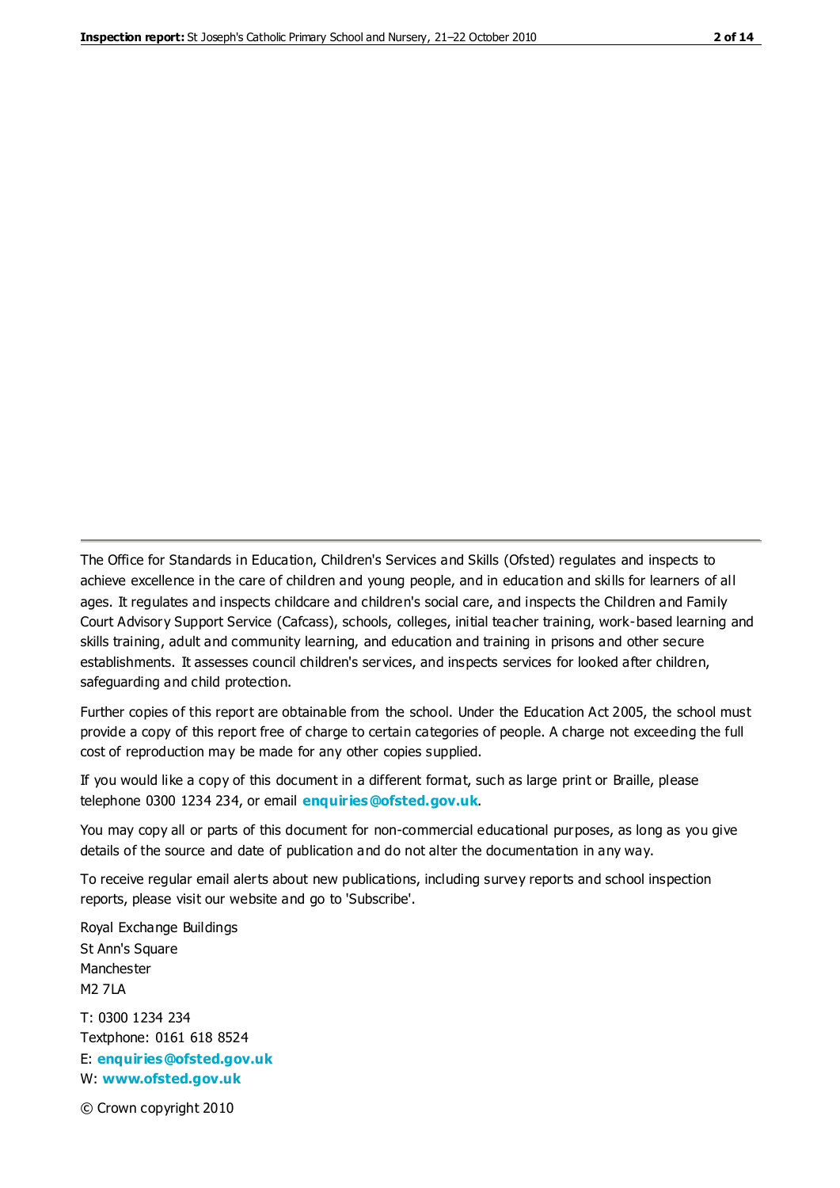The Office for Standards in Education, Children's Services and Skills (Ofsted) regulates and inspects to achieve excellence in the care of children and young people, and in education and skills for learners of all ages. It regulates and inspects childcare and children's social care, and inspects the Children and Family Court Advisory Support Service (Cafcass), schools, colleges, initial teacher training, work-based learning and skills training, adult and community learning, and education and training in prisons and other secure establishments. It assesses council children's services, and inspects services for looked after children, safeguarding and child protection.

Further copies of this report are obtainable from the school. Under the Education Act 2005, the school must provide a copy of this report free of charge to certain categories of people. A charge not exceeding the full cost of reproduction may be made for any other copies supplied.

If you would like a copy of this document in a different format, such as large print or Braille, please telephone 0300 1234 234, or email **enquiries@ofsted.gov.uk**.

You may copy all or parts of this document for non-commercial educational purposes, as long as you give details of the source and date of publication and do not alter the documentation in any way.

To receive regular email alerts about new publications, including survey reports and school inspection reports, please visit our website and go to 'Subscribe'.

Royal Exchange Buildings
St Ann's Square
Manchester
M2 7LA

T: 0300 1234 234
Textphone: 0161 618 8524
E: **enquiries@ofsted.gov.uk**
W: **www.ofsted.gov.uk**

© Crown copyright 2010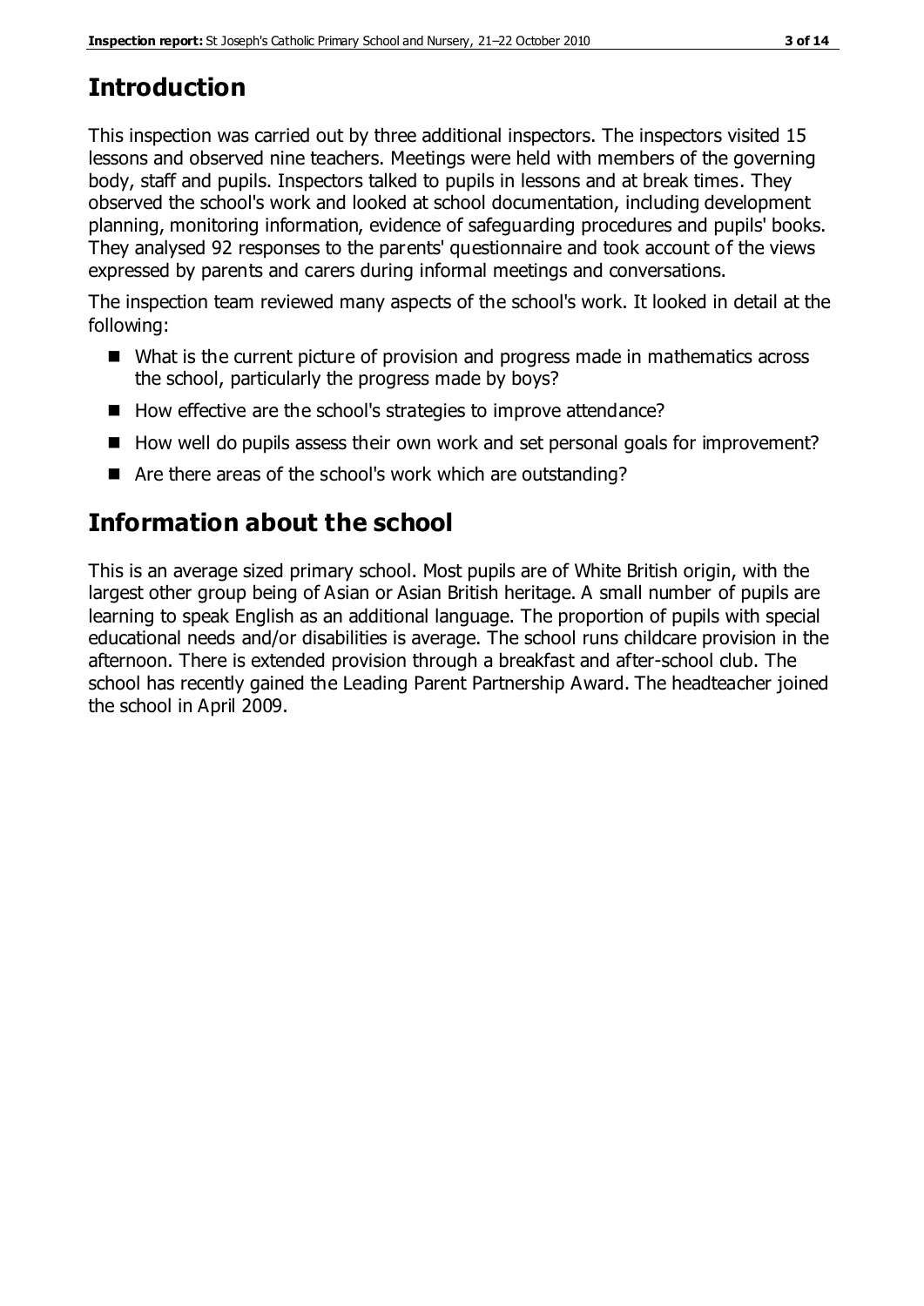# Introduction

This inspection was carried out by three additional inspectors. The inspectors visited 15 lessons and observed nine teachers. Meetings were held with members of the governing body, staff and pupils. Inspectors talked to pupils in lessons and at break times. They observed the school's work and looked at school documentation, including development planning, monitoring information, evidence of safeguarding procedures and pupils' books. They analysed 92 responses to the parents' questionnaire and took account of the views expressed by parents and carers during informal meetings and conversations.

The inspection team reviewed many aspects of the school's work. It looked in detail at the following:

- What is the current picture of provision and progress made in mathematics across the school, particularly the progress made by boys?
- How effective are the school's strategies to improve attendance?
- How well do pupils assess their own work and set personal goals for improvement?
- Are there areas of the school's work which are outstanding?

# Information about the school

This is an average sized primary school. Most pupils are of White British origin, with the largest other group being of Asian or Asian British heritage. A small number of pupils are learning to speak English as an additional language. The proportion of pupils with special educational needs and/or disabilities is average. The school runs childcare provision in the afternoon. There is extended provision through a breakfast and after-school club. The school has recently gained the Leading Parent Partnership Award. The headteacher joined the school in April 2009.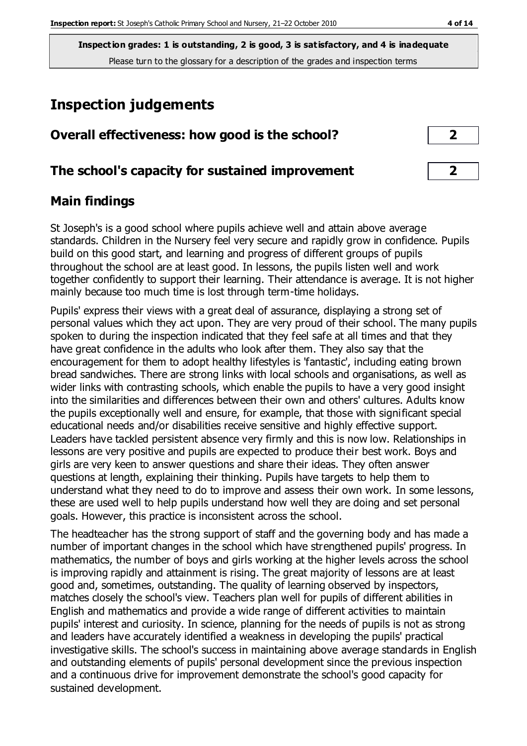**Inspection grades: 1 is outstanding, 2 is good, 3 is satisfactory, and 4 is inadequate**
Please turn to the glossary for a description of the grades and inspection terms

# Inspection judgements

| Overall effectiveness: how good is the school? | 2 |
|---|---|
| **The school's capacity for sustained improvement** | **2** |

## Main findings

St Joseph's is a good school where pupils achieve well and attain above average standards. Children in the Nursery feel very secure and rapidly grow in confidence. Pupils build on this good start, and learning and progress of different groups of pupils throughout the school are at least good. In lessons, the pupils listen well and work together confidently to support their learning. Their attendance is average. It is not higher mainly because too much time is lost through term-time holidays.

Pupils' express their views with a great deal of assurance, displaying a strong set of personal values which they act upon. They are very proud of their school. The many pupils spoken to during the inspection indicated that they feel safe at all times and that they have great confidence in the adults who look after them. They also say that the encouragement for them to adopt healthy lifestyles is 'fantastic', including eating brown bread sandwiches. There are strong links with local schools and organisations, as well as wider links with contrasting schools, which enable the pupils to have a very good insight into the similarities and differences between their own and others' cultures. Adults know the pupils exceptionally well and ensure, for example, that those with significant special educational needs and/or disabilities receive sensitive and highly effective support. Leaders have tackled persistent absence very firmly and this is now low. Relationships in lessons are very positive and pupils are expected to produce their best work. Boys and girls are very keen to answer questions and share their ideas. They often answer questions at length, explaining their thinking. Pupils have targets to help them to understand what they need to do to improve and assess their own work. In some lessons, these are used well to help pupils understand how well they are doing and set personal goals. However, this practice is inconsistent across the school.

The headteacher has the strong support of staff and the governing body and has made a number of important changes in the school which have strengthened pupils' progress. In mathematics, the number of boys and girls working at the higher levels across the school is improving rapidly and attainment is rising. The great majority of lessons are at least good and, sometimes, outstanding. The quality of learning observed by inspectors, matches closely the school's view. Teachers plan well for pupils of different abilities in English and mathematics and provide a wide range of different activities to maintain pupils' interest and curiosity. In science, planning for the needs of pupils is not as strong and leaders have accurately identified a weakness in developing the pupils' practical investigative skills. The school's success in maintaining above average standards in English and outstanding elements of pupils' personal development since the previous inspection and a continuous drive for improvement demonstrate the school's good capacity for sustained development.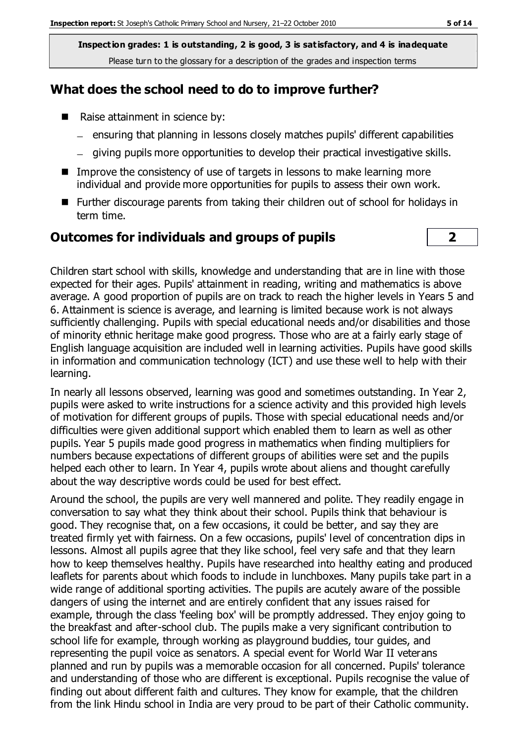**Inspection grades: 1 is outstanding, 2 is good, 3 is satisfactory, and 4 is inadequate**
Please turn to the glossary for a description of the grades and inspection terms

## What does the school need to do to improve further?

- Raise attainment in science by:
  - ensuring that planning in lessons closely matches pupils' different capabilities
  - giving pupils more opportunities to develop their practical investigative skills.
- Improve the consistency of use of targets in lessons to make learning more individual and provide more opportunities for pupils to assess their own work.
- Further discourage parents from taking their children out of school for holidays in term time.

## Outcomes for individuals and groups of pupils | 2

Children start school with skills, knowledge and understanding that are in line with those expected for their ages. Pupils' attainment in reading, writing and mathematics is above average. A good proportion of pupils are on track to reach the higher levels in Years 5 and 6. Attainment is science is average, and learning is limited because work is not always sufficiently challenging. Pupils with special educational needs and/or disabilities and those of minority ethnic heritage make good progress. Those who are at a fairly early stage of English language acquisition are included well in learning activities. Pupils have good skills in information and communication technology (ICT) and use these well to help with their learning.

In nearly all lessons observed, learning was good and sometimes outstanding. In Year 2, pupils were asked to write instructions for a science activity and this provided high levels of motivation for different groups of pupils. Those with special educational needs and/or difficulties were given additional support which enabled them to learn as well as other pupils. Year 5 pupils made good progress in mathematics when finding multipliers for numbers because expectations of different groups of abilities were set and the pupils helped each other to learn. In Year 4, pupils wrote about aliens and thought carefully about the way descriptive words could be used for best effect.

Around the school, the pupils are very well mannered and polite. They readily engage in conversation to say what they think about their school. Pupils think that behaviour is good. They recognise that, on a few occasions, it could be better, and say they are treated firmly yet with fairness. On a few occasions, pupils' level of concentration dips in lessons. Almost all pupils agree that they like school, feel very safe and that they learn how to keep themselves healthy. Pupils have researched into healthy eating and produced leaflets for parents about which foods to include in lunchboxes. Many pupils take part in a wide range of additional sporting activities. The pupils are acutely aware of the possible dangers of using the internet and are entirely confident that any issues raised for example, through the class 'feeling box' will be promptly addressed. They enjoy going to the breakfast and after-school club. The pupils make a very significant contribution to school life for example, through working as playground buddies, tour guides, and representing the pupil voice as senators. A special event for World War II veterans planned and run by pupils was a memorable occasion for all concerned. Pupils' tolerance and understanding of those who are different is exceptional. Pupils recognise the value of finding out about different faith and cultures. They know for example, that the children from the link Hindu school in India are very proud to be part of their Catholic community.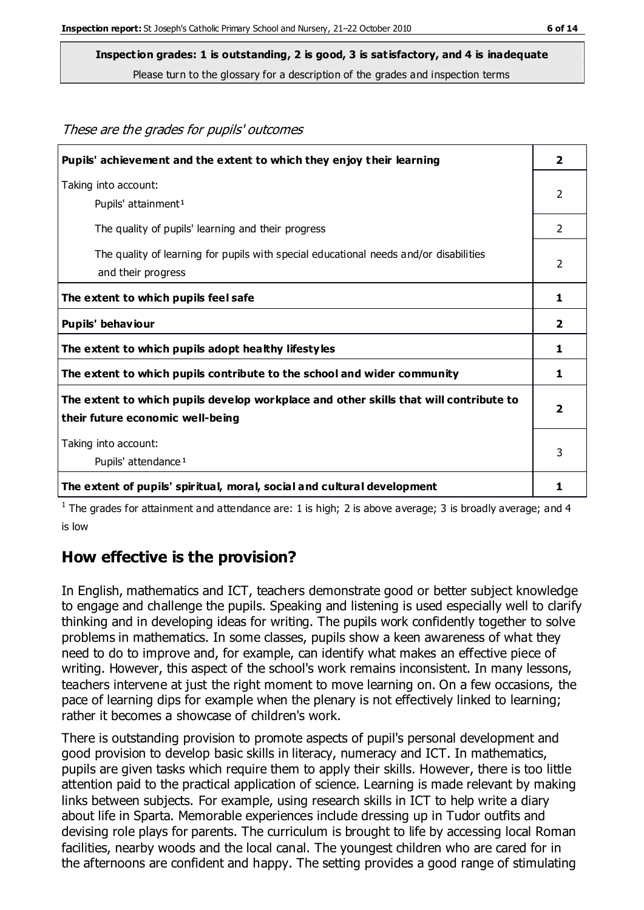**Inspection grades: 1 is outstanding, 2 is good, 3 is satisfactory, and 4 is inadequate**

Please turn to the glossary for a description of the grades and inspection terms

*These are the grades for pupils' outcomes*

| | |
|---|---|
| **Pupils' achievement and the extent to which they enjoy their learning** | **2** |
| Taking into account: Pupils' attainment[1] | 2 |
| The quality of pupils' learning and their progress | 2 |
| The quality of learning for pupils with special educational needs and/or disabilities and their progress | 2 |
| **The extent to which pupils feel safe** | **1** |
| **Pupils' behaviour** | **2** |
| **The extent to which pupils adopt healthy lifestyles** | **1** |
| **The extent to which pupils contribute to the school and wider community** | **1** |
| **The extent to which pupils develop workplace and other skills that will contribute to their future economic well-being** | **2** |
| Taking into account: Pupils' attendance[1] | 3 |
| **The extent of pupils' spiritual, moral, social and cultural development** | **1** |

[1] The grades for attainment and attendance are: 1 is high; 2 is above average; 3 is broadly average; and 4 is low

## How effective is the provision?

In English, mathematics and ICT, teachers demonstrate good or better subject knowledge to engage and challenge the pupils. Speaking and listening is used especially well to clarify thinking and in developing ideas for writing. The pupils work confidently together to solve problems in mathematics. In some classes, pupils show a keen awareness of what they need to do to improve and, for example, can identify what makes an effective piece of writing. However, this aspect of the school's work remains inconsistent. In many lessons, teachers intervene at just the right moment to move learning on. On a few occasions, the pace of learning dips for example when the plenary is not effectively linked to learning; rather it becomes a showcase of children's work.

There is outstanding provision to promote aspects of pupil's personal development and good provision to develop basic skills in literacy, numeracy and ICT. In mathematics, pupils are given tasks which require them to apply their skills. However, there is too little attention paid to the practical application of science. Learning is made relevant by making links between subjects. For example, using research skills in ICT to help write a diary about life in Sparta. Memorable experiences include dressing up in Tudor outfits and devising role plays for parents. The curriculum is brought to life by accessing local Roman facilities, nearby woods and the local canal. The youngest children who are cared for in the afternoons are confident and happy. The setting provides a good range of stimulating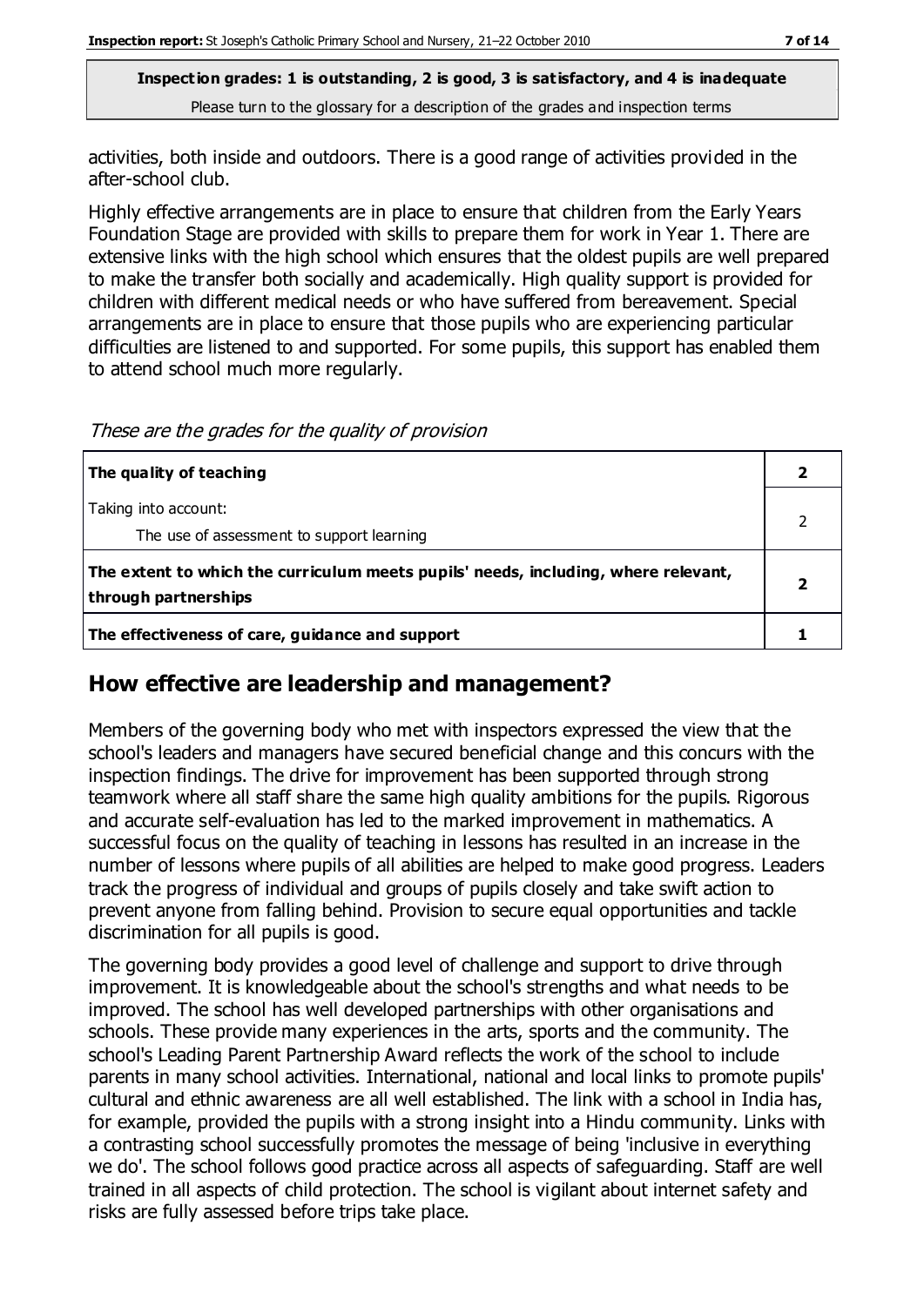activities, both inside and outdoors. There is a good range of activities provided in the after-school club.

Highly effective arrangements are in place to ensure that children from the Early Years Foundation Stage are provided with skills to prepare them for work in Year 1. There are extensive links with the high school which ensures that the oldest pupils are well prepared to make the transfer both socially and academically. High quality support is provided for children with different medical needs or who have suffered from bereavement. Special arrangements are in place to ensure that those pupils who are experiencing particular difficulties are listened to and supported. For some pupils, this support has enabled them to attend school much more regularly.

*These are the grades for the quality of provision*

| | |
|---|---|
| **The quality of teaching** | **2** |
| Taking into account:<br>The use of assessment to support learning | 2 |
| **The extent to which the curriculum meets pupils' needs, including, where relevant, through partnerships** | **2** |
| **The effectiveness of care, guidance and support** | **1** |

## How effective are leadership and management?

Members of the governing body who met with inspectors expressed the view that the school's leaders and managers have secured beneficial change and this concurs with the inspection findings. The drive for improvement has been supported through strong teamwork where all staff share the same high quality ambitions for the pupils. Rigorous and accurate self-evaluation has led to the marked improvement in mathematics. A successful focus on the quality of teaching in lessons has resulted in an increase in the number of lessons where pupils of all abilities are helped to make good progress. Leaders track the progress of individual and groups of pupils closely and take swift action to prevent anyone from falling behind. Provision to secure equal opportunities and tackle discrimination for all pupils is good.

The governing body provides a good level of challenge and support to drive through improvement. It is knowledgeable about the school's strengths and what needs to be improved. The school has well developed partnerships with other organisations and schools. These provide many experiences in the arts, sports and the community. The school's Leading Parent Partnership Award reflects the work of the school to include parents in many school activities. International, national and local links to promote pupils' cultural and ethnic awareness are all well established. The link with a school in India has, for example, provided the pupils with a strong insight into a Hindu community. Links with a contrasting school successfully promotes the message of being 'inclusive in everything we do'. The school follows good practice across all aspects of safeguarding. Staff are well trained in all aspects of child protection. The school is vigilant about internet safety and risks are fully assessed before trips take place.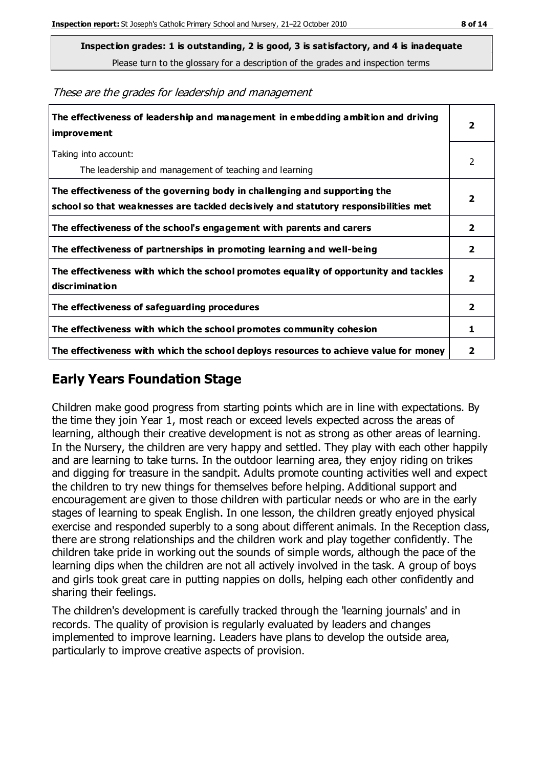**Inspection grades: 1 is outstanding, 2 is good, 3 is satisfactory, and 4 is inadequate**
Please turn to the glossary for a description of the grades and inspection terms

*These are the grades for leadership and management*

| | |
|---|---|
| **The effectiveness of leadership and management in embedding ambition and driving improvement** | **2** |
| Taking into account: The leadership and management of teaching and learning | 2 |
| **The effectiveness of the governing body in challenging and supporting the school so that weaknesses are tackled decisively and statutory responsibilities met** | **2** |
| **The effectiveness of the school's engagement with parents and carers** | **2** |
| **The effectiveness of partnerships in promoting learning and well-being** | **2** |
| **The effectiveness with which the school promotes equality of opportunity and tackles discrimination** | **2** |
| **The effectiveness of safeguarding procedures** | **2** |
| **The effectiveness with which the school promotes community cohesion** | **1** |
| **The effectiveness with which the school deploys resources to achieve value for money** | **2** |

## Early Years Foundation Stage

Children make good progress from starting points which are in line with expectations. By the time they join Year 1, most reach or exceed levels expected across the areas of learning, although their creative development is not as strong as other areas of learning. In the Nursery, the children are very happy and settled. They play with each other happily and are learning to take turns. In the outdoor learning area, they enjoy riding on trikes and digging for treasure in the sandpit. Adults promote counting activities well and expect the children to try new things for themselves before helping. Additional support and encouragement are given to those children with particular needs or who are in the early stages of learning to speak English. In one lesson, the children greatly enjoyed physical exercise and responded superbly to a song about different animals. In the Reception class, there are strong relationships and the children work and play together confidently. The children take pride in working out the sounds of simple words, although the pace of the learning dips when the children are not all actively involved in the task. A group of boys and girls took great care in putting nappies on dolls, helping each other confidently and sharing their feelings.

The children's development is carefully tracked through the 'learning journals' and in records. The quality of provision is regularly evaluated by leaders and changes implemented to improve learning. Leaders have plans to develop the outside area, particularly to improve creative aspects of provision.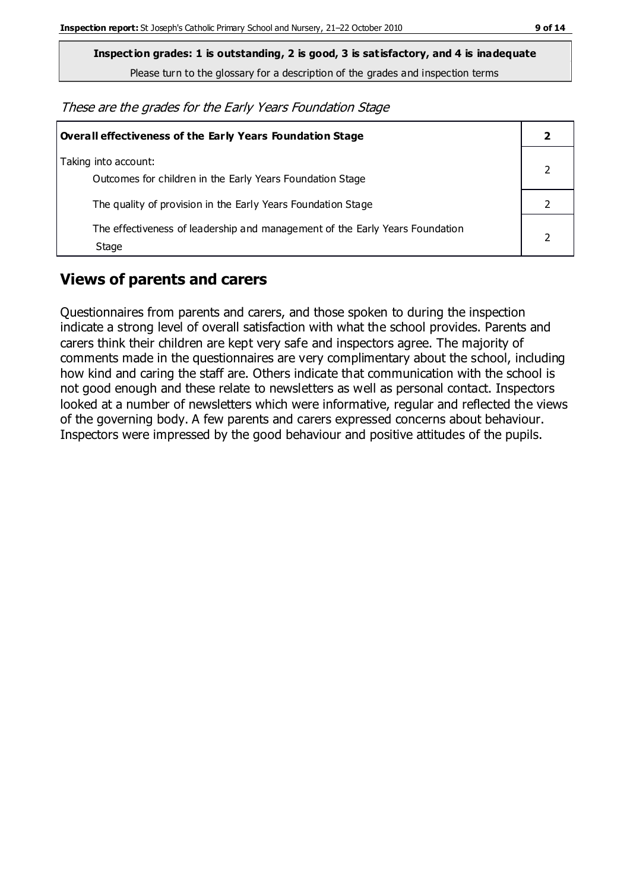**Inspection grades: 1 is outstanding, 2 is good, 3 is satisfactory, and 4 is inadequate**

Please turn to the glossary for a description of the grades and inspection terms

*These are the grades for the Early Years Foundation Stage*

| **Overall effectiveness of the Early Years Foundation Stage** | **2** |
|---|---|
| Taking into account:<br>Outcomes for children in the Early Years Foundation Stage | 2 |
| The quality of provision in the Early Years Foundation Stage | 2 |
| The effectiveness of leadership and management of the Early Years Foundation Stage | 2 |

## Views of parents and carers

Questionnaires from parents and carers, and those spoken to during the inspection indicate a strong level of overall satisfaction with what the school provides. Parents and carers think their children are kept very safe and inspectors agree. The majority of comments made in the questionnaires are very complimentary about the school, including how kind and caring the staff are. Others indicate that communication with the school is not good enough and these relate to newsletters as well as personal contact. Inspectors looked at a number of newsletters which were informative, regular and reflected the views of the governing body. A few parents and carers expressed concerns about behaviour. Inspectors were impressed by the good behaviour and positive attitudes of the pupils.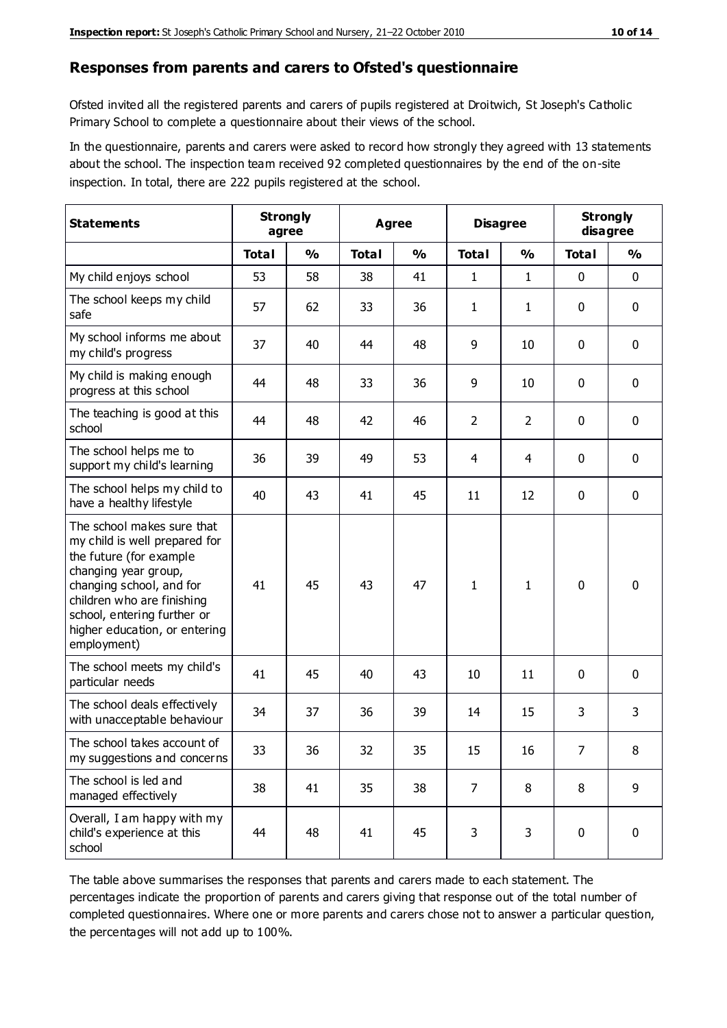## Responses from parents and carers to Ofsted's questionnaire

Ofsted invited all the registered parents and carers of pupils registered at Droitwich, St Joseph's Catholic Primary School to complete a questionnaire about their views of the school.

In the questionnaire, parents and carers were asked to record how strongly they agreed with 13 statements about the school. The inspection team received 92 completed questionnaires by the end of the on-site inspection. In total, there are 222 pupils registered at the school.

| Statements | Strongly agree | | Agree | | Disagree | | Strongly disagree | |
|---|---|---|---|---|---|---|---|---|
| | Total | % | Total | % | Total | % | Total | % |
| My child enjoys school | 53 | 58 | 38 | 41 | 1 | 1 | 0 | 0 |
| The school keeps my child safe | 57 | 62 | 33 | 36 | 1 | 1 | 0 | 0 |
| My school informs me about my child's progress | 37 | 40 | 44 | 48 | 9 | 10 | 0 | 0 |
| My child is making enough progress at this school | 44 | 48 | 33 | 36 | 9 | 10 | 0 | 0 |
| The teaching is good at this school | 44 | 48 | 42 | 46 | 2 | 2 | 0 | 0 |
| The school helps me to support my child's learning | 36 | 39 | 49 | 53 | 4 | 4 | 0 | 0 |
| The school helps my child to have a healthy lifestyle | 40 | 43 | 41 | 45 | 11 | 12 | 0 | 0 |
| The school makes sure that my child is well prepared for the future (for example changing year group, changing school, and for children who are finishing school, entering further or higher education, or entering employment) | 41 | 45 | 43 | 47 | 1 | 1 | 0 | 0 |
| The school meets my child's particular needs | 41 | 45 | 40 | 43 | 10 | 11 | 0 | 0 |
| The school deals effectively with unacceptable behaviour | 34 | 37 | 36 | 39 | 14 | 15 | 3 | 3 |
| The school takes account of my suggestions and concerns | 33 | 36 | 32 | 35 | 15 | 16 | 7 | 8 |
| The school is led and managed effectively | 38 | 41 | 35 | 38 | 7 | 8 | 8 | 9 |
| Overall, I am happy with my child's experience at this school | 44 | 48 | 41 | 45 | 3 | 3 | 0 | 0 |

The table above summarises the responses that parents and carers made to each statement. The percentages indicate the proportion of parents and carers giving that response out of the total number of completed questionnaires. Where one or more parents and carers chose not to answer a particular question, the percentages will not add up to 100%.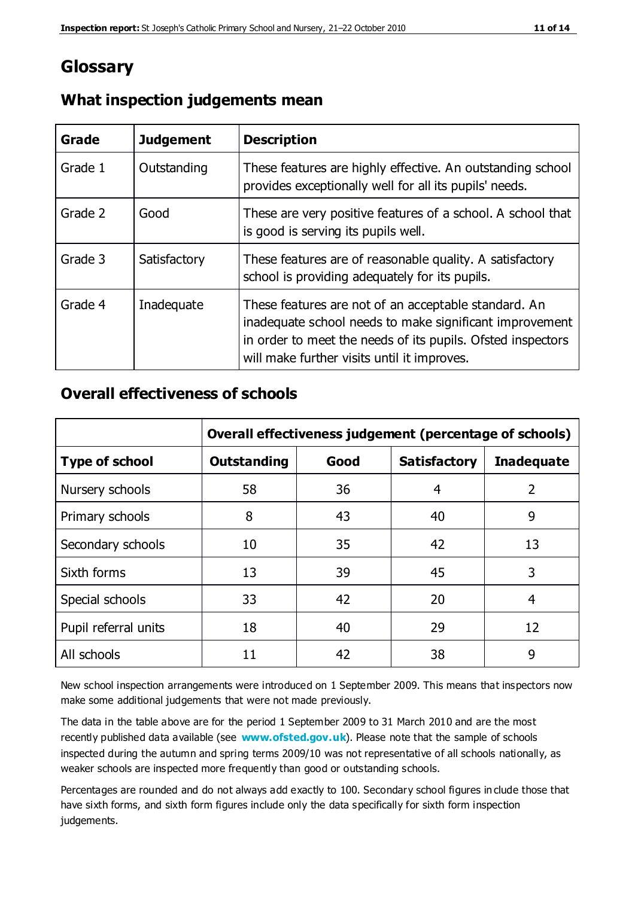# Glossary

## What inspection judgements mean

| Grade | Judgement | Description |
|---|---|---|
| Grade 1 | Outstanding | These features are highly effective. An outstanding school provides exceptionally well for all its pupils' needs. |
| Grade 2 | Good | These are very positive features of a school. A school that is good is serving its pupils well. |
| Grade 3 | Satisfactory | These features are of reasonable quality. A satisfactory school is providing adequately for its pupils. |
| Grade 4 | Inadequate | These features are not of an acceptable standard. An inadequate school needs to make significant improvement in order to meet the needs of its pupils. Ofsted inspectors will make further visits until it improves. |

## Overall effectiveness of schools

| | Overall effectiveness judgement (percentage of schools) | | | |
|---|---|---|---|---|
| **Type of school** | **Outstanding** | **Good** | **Satisfactory** | **Inadequate** |
| Nursery schools | 58 | 36 | 4 | 2 |
| Primary schools | 8 | 43 | 40 | 9 |
| Secondary schools | 10 | 35 | 42 | 13 |
| Sixth forms | 13 | 39 | 45 | 3 |
| Special schools | 33 | 42 | 20 | 4 |
| Pupil referral units | 18 | 40 | 29 | 12 |
| All schools | 11 | 42 | 38 | 9 |

New school inspection arrangements were introduced on 1 September 2009. This means that inspectors now make some additional judgements that were not made previously.

The data in the table above are for the period 1 September 2009 to 31 March 2010 and are the most recently published data available (see **www.ofsted.gov.uk**). Please note that the sample of schools inspected during the autumn and spring terms 2009/10 was not representative of all schools nationally, as weaker schools are inspected more frequently than good or outstanding schools.

Percentages are rounded and do not always add exactly to 100. Secondary school figures include those that have sixth forms, and sixth form figures include only the data specifically for sixth form inspection judgements.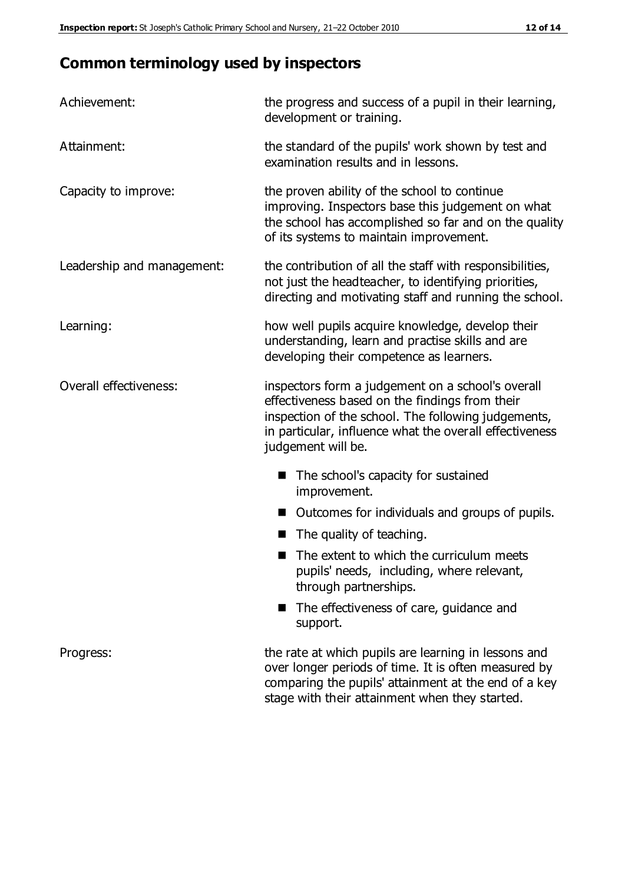## Common terminology used by inspectors

| | |
|---|---|
| Achievement: | the progress and success of a pupil in their learning, development or training. |
| Attainment: | the standard of the pupils' work shown by test and examination results and in lessons. |
| Capacity to improve: | the proven ability of the school to continue improving. Inspectors base this judgement on what the school has accomplished so far and on the quality of its systems to maintain improvement. |
| Leadership and management: | the contribution of all the staff with responsibilities, not just the headteacher, to identifying priorities, directing and motivating staff and running the school. |
| Learning: | how well pupils acquire knowledge, develop their understanding, learn and practise skills and are developing their competence as learners. |
| Overall effectiveness: | inspectors form a judgement on a school's overall effectiveness based on the findings from their inspection of the school. The following judgements, in particular, influence what the overall effectiveness judgement will be. ■ The school's capacity for sustained improvement. ■ Outcomes for individuals and groups of pupils. ■ The quality of teaching. ■ The extent to which the curriculum meets pupils' needs, including, where relevant, through partnerships. ■ The effectiveness of care, guidance and support. |
| Progress: | the rate at which pupils are learning in lessons and over longer periods of time. It is often measured by comparing the pupils' attainment at the end of a key stage with their attainment when they started. |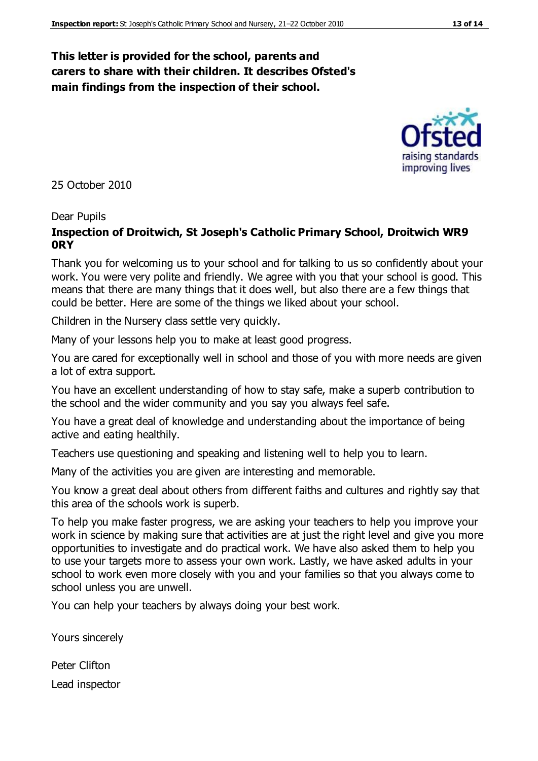**This letter is provided for the school, parents and carers to share with their children. It describes Ofsted's main findings from the inspection of their school.**

25 October 2010

Dear Pupils

**Inspection of Droitwich, St Joseph's Catholic Primary School, Droitwich WR9 0RY**

Thank you for welcoming us to your school and for talking to us so confidently about your work. You were very polite and friendly. We agree with you that your school is good. This means that there are many things that it does well, but also there are a few things that could be better. Here are some of the things we liked about your school.

Children in the Nursery class settle very quickly.

Many of your lessons help you to make at least good progress.

You are cared for exceptionally well in school and those of you with more needs are given a lot of extra support.

You have an excellent understanding of how to stay safe, make a superb contribution to the school and the wider community and you say you always feel safe.

You have a great deal of knowledge and understanding about the importance of being active and eating healthily.

Teachers use questioning and speaking and listening well to help you to learn.

Many of the activities you are given are interesting and memorable.

You know a great deal about others from different faiths and cultures and rightly say that this area of the schools work is superb.

To help you make faster progress, we are asking your teachers to help you improve your work in science by making sure that activities are at just the right level and give you more opportunities to investigate and do practical work. We have also asked them to help you to use your targets more to assess your own work. Lastly, we have asked adults in your school to work even more closely with you and your families so that you always come to school unless you are unwell.

You can help your teachers by always doing your best work.

Yours sincerely

Peter Clifton

Lead inspector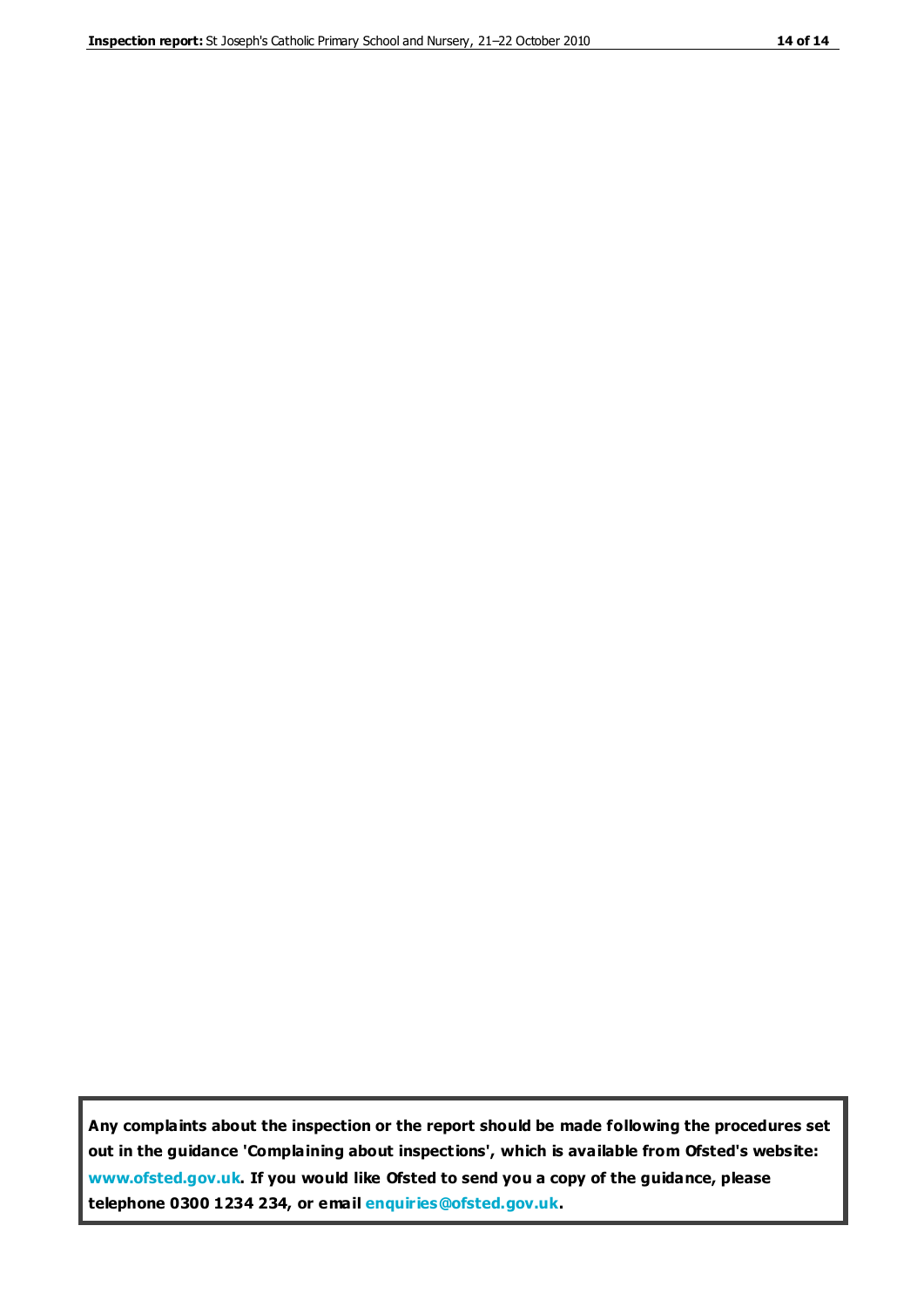**Any complaints about the inspection or the report should be made following the procedures set out in the guidance 'Complaining about inspections', which is available from Ofsted's website: www.ofsted.gov.uk. If you would like Ofsted to send you a copy of the guidance, please telephone 0300 1234 234, or email enquiries@ofsted.gov.uk.**